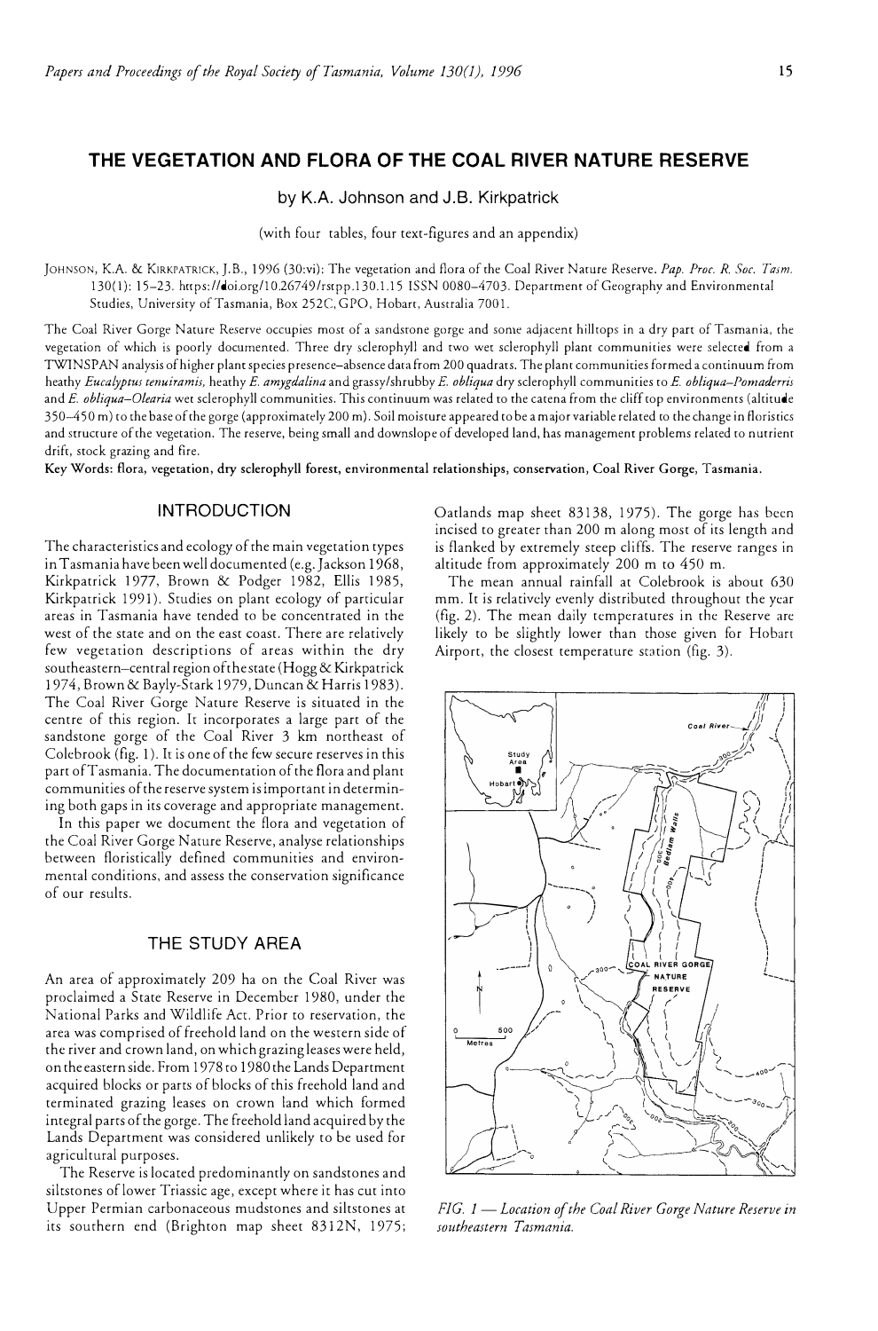# THE VEGETATION AND FLORA OF THE COAL RIVER NATURE RESERVE

by K.A. Johnson and J.B. Kirkpatrick

(with four tables, four text-figures and an appendix)

JOHNSON, K.A. & KIRKPATRICK, J.B., 1996 (30:vi): The vegetation and flora of the Coal River Nature Reserve. *Pap. Proc. R. Soc. Tasm.* 130(1): 15–23. https://doi.org/10.26749/rstpp.130.1.15 ISSN 0080-4703. Department of Geography and Environmental Studies, University of Tasmania, Box 252C, GPO, Hobart, Australia 7001.

The Coal River Gorge Nature Reserve occupies most of a sandstone gorge and some adjacent hilltops in a dry part of Tasmania, the vegetation of which is poorly documented. Three dry sclerophyll and two wet sclerophyll plant communities were selected from a TWINSPAN analysis of higher plant species presence–absence data from 200 quadrats. The plant communities formed a continuum from heathy *Eucalyptus tenuiramis*, heathy *E. amygdalina* and grassy/shrubby *E. obliqua* dry sclerophyll communities to *E. obliqua–Pomaderris* and *E. obliqua–Olearia* wet sclerophyll communities. This continuum was related to the catena from the cliff top environments (altitude 350–450 m) to the base of the gorge (approximately 200 m). Soil moisture appeared to be a major variable related to the change in floristics and structure of the vegetation. The reserve, being small and downslope of developed land, has management problems related to nutrient drift, stock grazing and fire.

**Key Words: flora, vegetation, dry sclerophyll forest, environmental relationships, conservation, Coal River Gorge, Tasmania.**

## INTRODUCTION

The characteristics and ecology of the main vegetation types in Tasmania have been well documented (e.g. Jackson 1968, Kirkpatrick 1977, Brown & Podger 1982, Ellis 1985, Kirkpatrick 1991). Studies on plant ecology of particular areas in Tasmania have tended to be concentrated in the west of the state and on the east coast. There are relatively few vegetation descriptions of areas within the dry southeastern–central region of the state (Hogg & Kirkpatrick 1974, Brown & Bayly-Stark 1979, Duncan & Harris 1983). The Coal River Gorge Nature Reserve is situated in the centre of this region. It incorporates a large part of the sandstone gorge of the Coal River 3 km northeast of Colebrook (fig. 1). It is one of the few secure reserves in this part of Tasmania. The documentation of the flora and plant communities of the reserve system is important in determining both gaps in its coverage and appropriate management.

In this paper we document the flora and vegetation of the Coal River Gorge Nature Reserve, analyse relationships between floristically defined communities and environmental conditions, and assess the conservation significance of our results.

## THE STUDY AREA

An area of approximately 209 ha on the Coal River was proclaimed a State Reserve in December 1980, under the National Parks and Wildlife Act. Prior to reservation, the area was comprised of freehold land on the western side of the river and crown land, on which grazing leases were held, on the eastern side. From 1978 to 1980 the Lands Department acquired blocks or parts of blocks of this freehold land and terminated grazing leases on crown land which formed integral parts of the gorge. The freehold land acquired by the Lands Department was considered unlikely to be used for agricultural purposes.

The Reserve is located predominantly on sandstones and siltstones of lower Triassic age, except where it has cut into Upper Permian carbonaceous mudstones and siltstones at its southern end (Brighton map sheet 8312N, 1975; Oatlands map sheet 83138, 1975). The gorge has been incised to greater than 200 m along most of its length and is flanked by extremely steep cliffs. The reserve ranges in altitude from approximately 200 m to 450 m.

The mean annual rainfall at Colebrook is about 630 mm. It is relatively evenly distributed throughout the year (fig. 2). The mean daily temperatures in the Reserve are likely to be slightly lower than those given for Hobart Airport, the closest temperature station (fig. 3).

*FIG. 1 — Location of the Coal River Gorge Nature Reserve in southeastern Tasmania.*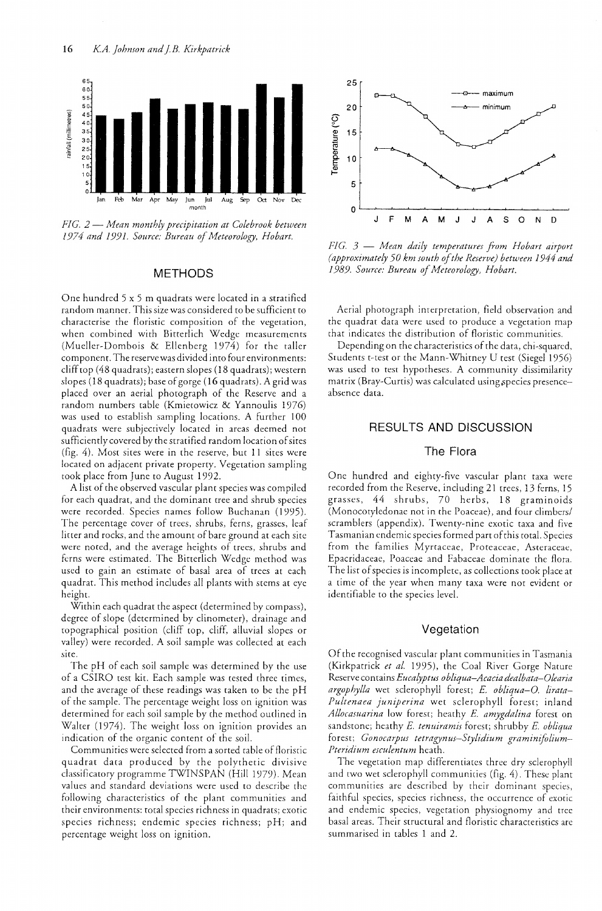FIG. 2 — *Mean monthly precipitation at Colebrook between 1974 and 1991. Source: Bureau of Meteorology, Hobart.*

FIG. 3 — *Mean daily temperatures from Hobart airport (approximately 50 km south of the Reserve) between 1944 and 1989. Source: Bureau of Meteorology, Hobart.*

## METHODS

One hundred 5 x 5 m quadrats were located in a stratified random manner. This size was considered to be sufficient to characterise the floristic composition of the vegetation, when combined with Bitterlich Wedge measurements (Mueller-Dombois & Ellenberg 1974) for the taller component. The reserve was divided into four environments: cliff top (48 quadrats); eastern slopes (18 quadrats); western slopes (18 quadrats); base of gorge (16 quadrats). A grid was placed over an aerial photograph of the Reserve and a random numbers table (Kmietowicz & Yannoulis 1976) was used to establish sampling locations. A further 100 quadrats were subjectively located in areas deemed not sufficiently covered by the stratified random location of sites (fig. 4). Most sites were in the reserve, but 11 sites were located on adjacent private property. Vegetation sampling took place from June to August 1992.

A list of the observed vascular plant species was compiled for each quadrat, and the dominant tree and shrub species were recorded. Species names follow Buchanan (1995). The percentage cover of trees, shrubs, ferns, grasses, leaf litter and rocks, and the amount of bare ground at each site were noted, and the average heights of trees, shrubs and ferns were estimated. The Bitterlich Wedge method was used to gain an estimate of basal area of trees at each quadrat. This method includes all plants with stems at eye height.

Within each quadrat the aspect (determined by compass), degree of slope (determined by clinometer), drainage and topographical position (cliff top, cliff, alluvial slopes or valley) were recorded. A soil sample was collected at each site.

The pH of each soil sample was determined by the use of a CSIRO test kit. Each sample was tested three times, and the average of these readings was taken to be the pH of the sample. The percentage weight loss on ignition was determined for each soil sample by the method outlined in Walter (1974). The weight loss on ignition provides an indication of the organic content of the soil.

Communities were selected from a sorted table of floristic quadrat data produced by the polythetic divisive classificatory programme TWINSPAN (Hill 1979). Mean values and standard deviations were used to describe the following characteristics of the plant communities and their environments: total species richness in quadrats; exotic species richness; endemic species richness; pH; and percentage weight loss on ignition.

Aerial photograph interpretation, field observation and the quadrat data were used to produce a vegetation map that indicates the distribution of floristic communities.

Depending on the characteristics of the data, chi-squared, Students t-test or the Mann-Whitney U test (Siegel 1956) was used to test hypotheses. A community dissimilarity matrix (Bray-Curtis) was calculated using species presence–absence data.

## RESULTS AND DISCUSSION

### The Flora

One hundred and eighty-five vascular plant taxa were recorded from the Reserve, including 21 trees, 13 ferns, 15 grasses, 44 shrubs, 70 herbs, 18 graminoids (Monocotyledonae not in the Poaceae), and four climbers/scramblers (appendix). Twenty-nine exotic taxa and five Tasmanian endemic species formed part of this total. Species from the families Myrtaceae, Proteaceae, Asteraceae, Epacridaceae, Poaceae and Fabaceae dominate the flora. The list of species is incomplete, as collections took place at a time of the year when many taxa were not evident or identifiable to the species level.

### Vegetation

Of the recognised vascular plant communities in Tasmania (Kirkpatrick *et al.* 1995), the Coal River Gorge Nature Reserve contains *Eucalyptus obliqua–Acacia dealbata–Olearia argophylla* wet sclerophyll forest; *E. obliqua–O. lirata–Pultenaea juniperina* wet sclerophyll forest; inland *Allocasuarina* low forest; heathy *E. amygdalina* forest on sandstone; heathy *E. tenuiramis* forest; shrubby *E. obliqua* forest; *Gonocarpus tetragynus–Stylidium graminifolium–Pteridium esculentum* heath.

The vegetation map differentiates three dry sclerophyll and two wet sclerophyll communities (fig. 4). These plant communities are described by their dominant species, faithful species, species richness, the occurrence of exotic and endemic species, vegetation physiognomy and tree basal areas. Their structural and floristic characteristics are summarised in tables 1 and 2.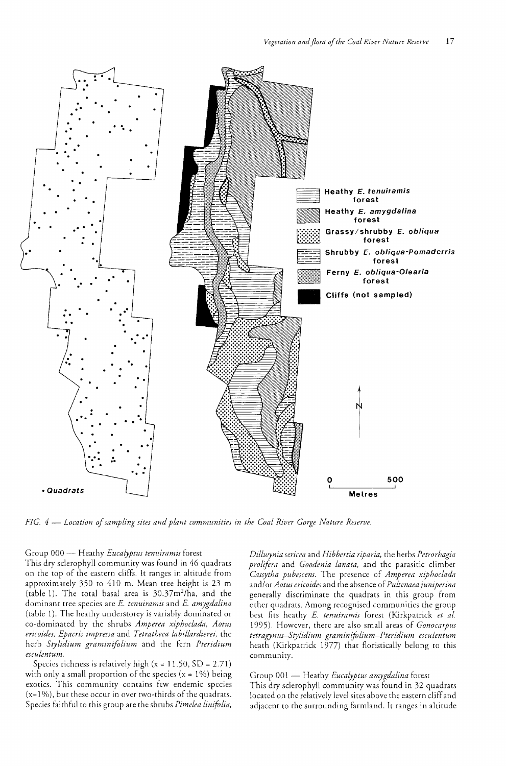FIG. 4 — *Location of sampling sites and plant communities in the Coal River Gorge Nature Reserve.*

Group 000 — Heathy *Eucalyptus tenuiramis* forest

This dry sclerophyll community was found in 46 quadrats on the top of the eastern cliffs. It ranges in altitude from approximately 350 to 410 m. Mean tree height is 23 m (table 1). The total basal area is 30.37m$^2$/ha, and the dominant tree species are *E. tenuiramis* and *E. amygdalina* (table 1). The heathy understorey is variably dominated or co-dominated by the shrubs *Amperea xiphoclada, Aotus ericoides, Epacris impressa* and *Tetratheca labillardierei*, the herb *Stylidium graminifolium* and the fern *Pteridium esculentum*.

Species richness is relatively high (x = 11.50, SD = 2.71) with only a small proportion of the species (x = 1%) being exotics. This community contains few endemic species (x=1%), but these occur in over two-thirds of the quadrats. Species faithful to this group are the shrubs *Pimelea linifolia, Dillwynia sericea* and *Hibbertia riparia*, the herbs *Petrorhagia prolifera* and *Goodenia lanata*, and the parasitic climber *Cassytha pubescens*. The presence of *Amperea xiphoclada* and/or *Aotus ericoides* and the absence of *Pultenaea juniperina* generally discriminate the quadrats in this group from other quadrats. Among recognised communities the group best fits heathy *E. tenuiramis* forest (Kirkpatrick *et al.* 1995). However, there are also small areas of *Gonocarpus tetragynus–Stylidium graminifolium–Pteridium esculentum* heath (Kirkpatrick 1977) that floristically belong to this community.

Group 001 — Heathy *Eucalyptus amygdalina* forest

This dry sclerophyll community was found in 32 quadrats located on the relatively level sites above the eastern cliff and adjacent to the surrounding farmland. It ranges in altitude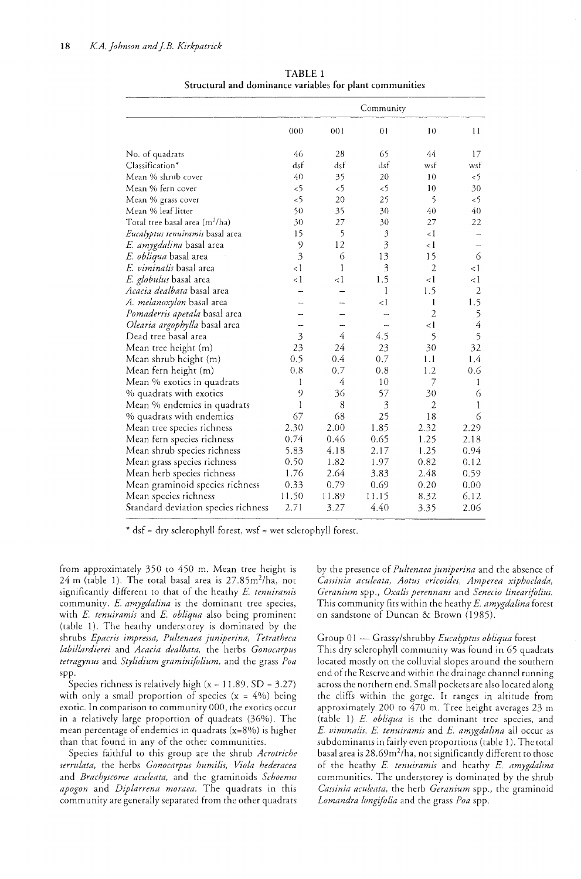**TABLE 1**
**Structural and dominance variables for plant communities**

| | Community | | | | |
|---|---|---|---|---|---|
| | 000 | 001 | 01 | 10 | 11 |
| No. of quadrats | 46 | 28 | 65 | 44 | 17 |
| Classification* | dsf | dsf | dsf | wsf | wsf |
| Mean % shrub cover | 40 | 35 | 20 | 10 | <5 |
| Mean % fern cover | <5 | <5 | <5 | 10 | 30 |
| Mean % grass cover | <5 | 20 | 25 | 5 | <5 |
| Mean % leaf litter | 50 | 35 | 30 | 40 | 40 |
| Total tree basal area ($m^2$/ha) | 30 | 27 | 30 | 27 | 22 |
| *Eucalyptus tenuiramis* basal area | 15 | 5 | 3 | <1 | – |
| *E. amygdalina* basal area | 9 | 12 | 3 | <1 | – |
| *E. obliqua* basal area | 3 | 6 | 13 | 15 | 6 |
| *E. viminalis* basal area | <1 | 1 | 3 | 2 | <1 |
| *E. globulus* basal area | <1 | <1 | 1.5 | <1 | <1 |
| *Acacia dealbata* basal area | – | – | 1 | 1.5 | 2 |
| *A. melanoxylon* basal area | – | – | <1 | 1 | 1.5 |
| *Pomaderris apetala* basal area | – | – | – | 2 | 5 |
| *Olearia argophylla* basal area | – | – | – | <1 | 4 |
| Dead tree basal area | 3 | 4 | 4.5 | 5 | 5 |
| Mean tree height (m) | 23 | 24 | 23 | 30 | 32 |
| Mean shrub height (m) | 0.5 | 0.4 | 0.7 | 1.1 | 1.4 |
| Mean fern height (m) | 0.8 | 0.7 | 0.8 | 1.2 | 0.6 |
| Mean % exotics in quadrats | 1 | 4 | 10 | 7 | 1 |
| % quadrats with exotics | 9 | 36 | 57 | 30 | 6 |
| Mean % endemics in quadrats | 1 | 8 | 3 | 2 | 1 |
| % quadrats with endemics | 67 | 68 | 25 | 18 | 6 |
| Mean tree species richness | 2.30 | 2.00 | 1.85 | 2.32 | 2.29 |
| Mean fern species richness | 0.74 | 0.46 | 0.65 | 1.25 | 2.18 |
| Mean shrub species richness | 5.83 | 4.18 | 2.17 | 1.25 | 0.94 |
| Mean grass species richness | 0.50 | 1.82 | 1.97 | 0.82 | 0.12 |
| Mean herb species richness | 1.76 | 2.64 | 3.83 | 2.48 | 0.59 |
| Mean graminoid species richness | 0.33 | 0.79 | 0.69 | 0.20 | 0.00 |
| Mean species richness | 11.50 | 11.89 | 11.15 | 8.32 | 6.12 |
| Standard deviation species richness | 2.71 | 3.27 | 4.40 | 3.35 | 2.06 |

\* dsf = dry sclerophyll forest, wsf = wet sclerophyll forest.

from approximately 350 to 450 m. Mean tree height is 24 m (table 1). The total basal area is 27.85$m^2$/ha, not significantly different to that of the heathy *E. tenuiramis* community. *E. amygdalina* is the dominant tree species, with *E. tenuiramis* and *E. obliqua* also being prominent (table 1). The heathy understorey is dominated by the shrubs *Epacris impressa*, *Pultenaea juniperina*, *Tetratheca labillardierei* and *Acacia dealbata*, the herbs *Gonocarpus tetragynus* and *Stylidium graminifolium*, and the grass *Poa* spp.

Species richness is relatively high ($x = 11.89$, SD = 3.27) with only a small proportion of species ($x = 4\%$) being exotic. In comparison to community 000, the exotics occur in a relatively large proportion of quadrats (36%). The mean percentage of endemics in quadrats ($x = 8\%$) is higher than that found in any of the other communities.

Species faithful to this group are the shrub *Acrotriche serrulata*, the herbs *Gonocarpus humilis*, *Viola hederacea* and *Brachyscome aculeata*, and the graminoids *Schoenus apogon* and *Diplarrena moraea*. The quadrats in this community are generally separated from the other quadrats by the presence of *Pultenaea juniperina* and the absence of *Cassinia aculeata*, *Aotus ericoides*, *Amperea xiphoclada*, *Geranium* spp., *Oxalis perennans* and *Senecio linearifolius*. This community fits within the heathy *E. amygdalina* forest on sandstone of Duncan & Brown (1985).

Group 01 — Grassy/shrubby *Eucalyptus obliqua* forest

This dry sclerophyll community was found in 65 quadrats located mostly on the colluvial slopes around the southern end of the Reserve and within the drainage channel running across the northern end. Small pockets are also located along the cliffs within the gorge. It ranges in altitude from approximately 200 to 470 m. Tree height averages 23 m (table 1) *E. obliqua* is the dominant tree species, and *E. viminalis*, *E. tenuiramis* and *E. amygdalina* all occur as subdominants in fairly even proportions (table 1). The total basal area is 28.69$m^2$/ha, not significantly different to those of the heathy *E. tenuiramis* and heathy *E. amygdalina* communities. The understorey is dominated by the shrub *Cassinia aculeata*, the herb *Geranium* spp., the graminoid *Lomandra longifolia* and the grass *Poa* spp.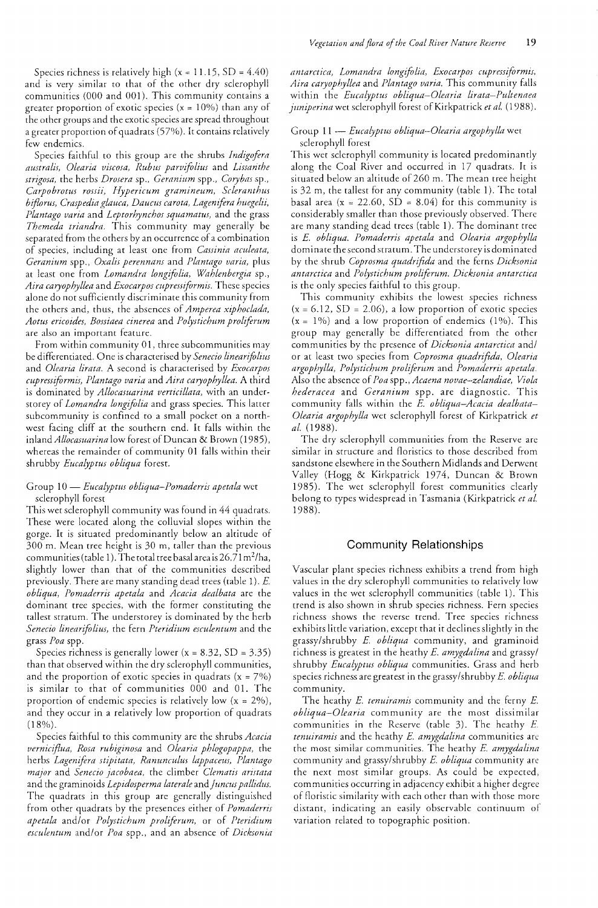Species richness is relatively high ($x = 11.15$, SD = 4.40) and is very similar to that of the other dry sclerophyll communities (000 and 001). This community contains a greater proportion of exotic species ($x = 10\%$) than any of the other groups and the exotic species are spread throughout a greater proportion of quadrats (57%). It contains relatively few endemics.

Species faithful to this group are the shrubs *Indigofera australis*, *Olearia viscosa*, *Rubus parvifolius* and *Lissanthe strigosa*, the herbs *Drosera* sp., *Geranium* spp., *Corybas* sp., *Carpobrotus rossii*, *Hypericum gramineum*, *Scleranthus biflorus*, *Craspedia glauca*, *Daucus carota*, *Lagenifera huegelii*, *Plantago varia* and *Leptorhynchos squamatus*, and the grass *Themeda triandra*. This community may generally be separated from the others by an occurrence of a combination of species, including at least one from *Cassinia aculeata*, *Geranium* spp., *Oxalis perennans* and *Plantago varia*, plus at least one from *Lomandra longifolia*, *Wahlenbergia* sp., *Aira caryophyllea* and *Exocarpos cupressiformis*. These species alone do not sufficiently discriminate this community from the others and, thus, the absences of *Amperea xiphoclada*, *Aotus ericoides*, *Bossiaea cinerea* and *Polystichum proliferum* are also an important feature.

From within community 01, three subcommunities may be differentiated. One is characterised by *Senecio linearifolius* and *Olearia lirata*. A second is characterised by *Exocarpos cupressiformis*, *Plantago varia* and *Aira caryophyllea*. A third is dominated by *Allocasuarina verticillata*, with an understorey of *Lomandra longifolia* and grass species. This latter subcommunity is confined to a small pocket on a north-west facing cliff at the southern end. It falls within the inland *Allocasuarina* low forest of Duncan & Brown (1985), whereas the remainder of community 01 falls within their shrubby *Eucalyptus obliqua* forest.

### Group 10 — *Eucalyptus obliqua–Pomaderris apetala* wet sclerophyll forest

This wet sclerophyll community was found in 44 quadrats. These were located along the colluvial slopes within the gorge. It is situated predominantly below an altitude of 300 m. Mean tree height is 30 m, taller than the previous communities (table 1). The total tree basal area is 26.71 $m^2$/ha, slightly lower than that of the communities described previously. There are many standing dead trees (table 1). *E. obliqua*, *Pomaderris apetala* and *Acacia dealbata* are the dominant tree species, with the former constituting the tallest stratum. The understorey is dominated by the herb *Senecio linearifolius*, the fern *Pteridium esculentum* and the grass *Poa* spp.

Species richness is generally lower ($x = 8.32$, SD = 3.35) than that observed within the dry sclerophyll communities, and the proportion of exotic species in quadrats ($x = 7\%$) is similar to that of communities 000 and 01. The proportion of endemic species is relatively low ($x = 2\%$), and they occur in a relatively low proportion of quadrats (18%).

Species faithful to this community are the shrubs *Acacia verniciflua*, *Rosa rubiginosa* and *Olearia phlogopappa*, the herbs *Lagenifera stipitata*, *Ranunculus lappaceus*, *Plantago major* and *Senecio jacobaea*, the climber *Clematis aristata* and the graminoids *Lepidosperma laterale* and *Juncus pallidus*. The quadrats in this group are generally distinguished from other quadrats by the presences either of *Pomaderris apetala* and/or *Polystichum proliferum*, or of *Pteridium esculentum* and/or *Poa* spp., and an absence of *Dicksonia antarctica*, *Lomandra longifolia*, *Exocarpos cupressiformis*, *Aira caryophyllea* and *Plantago varia*. This community falls within the *Eucalyptus obliqua–Olearia lirata–Pultenaea juniperina* wet sclerophyll forest of Kirkpatrick *et al.* (1988).

### Group 11 — *Eucalyptus obliqua–Olearia argophylla* wet sclerophyll forest

This wet sclerophyll community is located predominantly along the Coal River and occurred in 17 quadrats. It is situated below an altitude of 260 m. The mean tree height is 32 m, the tallest for any community (table 1). The total basal area ($x = 22.60$, SD = 8.04) for this community is considerably smaller than those previously observed. There are many standing dead trees (table 1). The dominant tree is *E. obliqua*. *Pomaderris apetala* and *Olearia argophylla* dominate the second stratum. The understorey is dominated by the shrub *Coprosma quadrifida* and the ferns *Dicksonia antarctica* and *Polystichum proliferum*. *Dicksonia antarctica* is the only species faithful to this group.

This community exhibits the lowest species richness ($x = 6.12$, SD = 2.06), a low proportion of exotic species ($x = 1\%$) and a low proportion of endemics (1%). This group may generally be differentiated from the other communities by the presence of *Dicksonia antarctica* and/or at least two species from *Coprosma quadrifida*, *Olearia argophylla*, *Polystichum proliferum* and *Pomaderris apetala*. Also the absence of *Poa* spp., *Acaena novae-zelandiae*, *Viola hederacea* and *Geranium* spp. are diagnostic. This community falls within the *E. obliqua–Acacia dealbata–Olearia argophylla* wet sclerophyll forest of Kirkpatrick *et al.* (1988).

The dry sclerophyll communities from the Reserve are similar in structure and floristics to those described from sandstone elsewhere in the Southern Midlands and Derwent Valley (Hogg & Kirkpatrick 1974, Duncan & Brown 1985). The wet sclerophyll forest communities clearly belong to types widespread in Tasmania (Kirkpatrick *et al.* 1988).

## Community Relationships

Vascular plant species richness exhibits a trend from high values in the dry sclerophyll communities to relatively low values in the wet sclerophyll communities (table 1). This trend is also shown in shrub species richness. Fern species richness shows the reverse trend. Tree species richness exhibits little variation, except that it declines slightly in the grassy/shrubby *E. obliqua* community, and graminoid richness is greatest in the heathy *E. amygdalina* and grassy/shrubby *Eucalyptus obliqua* communities. Grass and herb species richness are greatest in the grassy/shrubby *E. obliqua* community.

The heathy *E. tenuiramis* community and the ferny *E. obliqua–Olearia* community are the most dissimilar communities in the Reserve (table 3). The heathy *E. tenuiramis* and the heathy *E. amygdalina* communities are the most similar communities. The heathy *E. amygdalina* community and grassy/shrubby *E. obliqua* community are the next most similar groups. As could be expected, communities occurring in adjacency exhibit a higher degree of floristic similarity with each other than with those more distant, indicating an easily observable continuum of variation related to topographic position.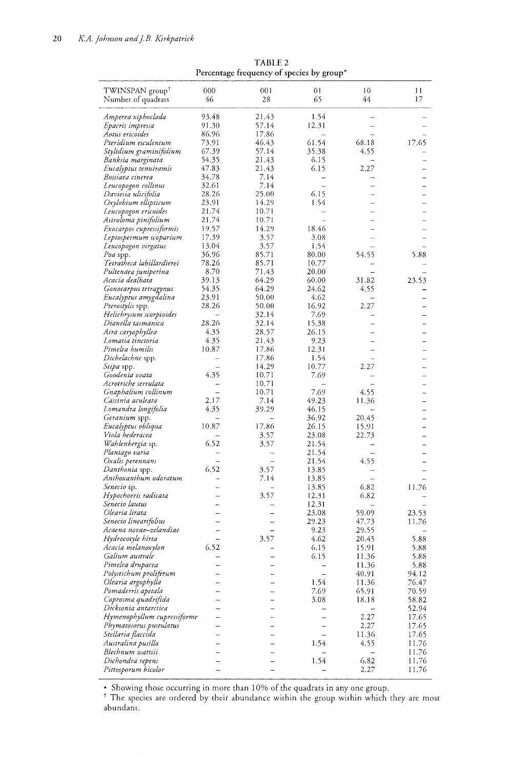**TABLE 2**
**Percentage frequency of species by group***

| TWINSPAN group† | 000 | 001 | 01 | 10 | 11 |
|---|---|---|---|---|---|
| Number of quadrats | 46 | 28 | 65 | 44 | 17 |
| *Amperea xiphoclada* | 93.48 | 21.43 | 1.54 | – | – |
| *Epacris impressa* | 91.30 | 57.14 | 12.31 | – | – |
| *Aotus ericoides* | 86.96 | 17.86 | – | – | – |
| *Pteridium esculentum* | 73.91 | 46.43 | 61.54 | 68.18 | 17.65 |
| *Stylidium graminifolium* | 67.39 | 57.14 | 35.38 | 4.55 | – |
| *Banksia marginata* | 54.35 | 21.43 | 6.15 | – | – |
| *Eucalyptus tenuiramis* | 47.83 | 21.43 | 6.15 | 2.27 | – |
| *Bossiaea cinerea* | 34.78 | 7.14 | – | – | – |
| *Leucopogon collinus* | 32.61 | 7.14 | – | – | – |
| *Daviesia ulicifolia* | 28.26 | 25.00 | 6.15 | – | – |
| *Oxylobium ellipticum* | 23.91 | 14.29 | 1.54 | – | – |
| *Leucopogon ericoides* | 21.74 | 10.71 | – | – | – |
| *Astroloma pinifolium* | 21.74 | 10.71 | – | – | – |
| *Exocarpos cupressiformis* | 19.57 | 14.29 | 18.46 | – | – |
| *Leptospermum scoparium* | 17.39 | 3.57 | 3.08 | – | – |
| *Leucopogon virgatus* | 13.04 | 3.57 | 1.54 | – | – |
| *Poa* spp. | 36.96 | 85.71 | 80.00 | 54.55 | 5.88 |
| *Tetratheca labillardierei* | 78.26 | 85.71 | 10.77 | – | – |
| *Pultenaea juniperina* | 8.70 | 71.43 | 20.00 | – | – |
| *Acacia dealbata* | 39.13 | 64.29 | 60.00 | 31.82 | 23.53 |
| *Gonocarpus tetragynus* | 54.35 | 64.29 | 24.62 | 4.55 | – |
| *Eucalyptus amygdalina* | 23.91 | 50.00 | 4.62 | – | – |
| *Pterostylis* spp. | 28.26 | 50.00 | 16.92 | 2.27 | – |
| *Helichrysum scorpioides* | – | 32.14 | 7.69 | – | – |
| *Dianella tasmanica* | 28.26 | 32.14 | 15.38 | – | – |
| *Aira caryophyllea* | 4.35 | 28.57 | 26.15 | – | – |
| *Lomatia tinctoria* | 4.35 | 21.43 | 9.23 | – | – |
| *Pimelea humilis* | 10.87 | 17.86 | 12.31 | – | – |
| *Dichelachne* spp. | – | 17.86 | 1.54 | – | – |
| *Stipa* spp. | – | 14.29 | 10.77 | 2.27 | – |
| *Goodenia ovata* | 4.35 | 10.71 | 7.69 | – | – |
| *Acrotriche serrulata* | – | 10.71 | – | – | – |
| *Gnaphalium collinum* | – | 10.71 | 7.69 | 4.55 | – |
| *Cassinia aculeata* | 2.17 | 7.14 | 49.23 | 11.36 | – |
| *Lomandra longifolia* | 4.35 | 39.29 | 46.15 | – | – |
| *Geranium* spp. | – | – | 36.92 | 20.45 | – |
| *Eucalyptus obliqua* | 10.87 | 17.86 | 26.15 | 15.91 | – |
| *Viola hederacea* | – | 3.57 | 23.08 | 22.73 | – |
| *Wahlenbergia* sp. | 6.52 | 3.57 | 21.54 | – | – |
| *Plantago varia* | – | – | 21.54 | – | – |
| *Oxalis perennans* | – | – | 21.54 | 4.55 | – |
| *Danthonia* spp. | 6.52 | 3.57 | 13.85 | – | – |
| *Anthoxanthum odoratum* | – | 7.14 | 13.85 | – | – |
| *Senecio* sp. | – | – | 13.85 | 6.82 | 11.76 |
| *Hypochoeris radicata* | – | 3.57 | 12.31 | 6.82 | – |
| *Senecio lautus* | – | – | 12.31 | – | – |
| *Olearia lirata* | – | – | 23.08 | 59.09 | 23.53 |
| *Senecio linearifolius* | – | – | 29.23 | 47.73 | 11.76 |
| *Acaena novae-zelandiae* | – | – | 9.23 | 29.55 | – |
| *Hydrocotyle hirta* | – | 3.57 | 4.62 | 20.45 | 5.88 |
| *Acacia melanoxylon* | 6.52 | – | 6.15 | 15.91 | 5.88 |
| *Galium australe* | – | – | 6.15 | 11.36 | 5.88 |
| *Pimelea drupacea* | – | – | – | 11.36 | 5.88 |
| *Polystichum proliferum* | – | – | – | 40.91 | 94.12 |
| *Olearia argophylla* | – | – | 1.54 | 11.36 | 76.47 |
| *Pomaderris apetala* | – | – | 7.69 | 65.91 | 70.59 |
| *Coprosma quadrifida* | – | – | 3.08 | 18.18 | 58.82 |
| *Dicksonia antarctica* | – | – | – | – | 52.94 |
| *Hymenophyllum cupressiforme* | – | – | – | 2.27 | 17.65 |
| *Phymatosorus pustulatus* | – | – | – | 2.27 | 17.65 |
| *Stellaria flaccida* | – | – | – | 11.36 | 17.65 |
| *Australina pusilla* | – | – | 1.54 | 4.55 | 11.76 |
| *Blechnum wattsii* | – | – | – | – | 11.76 |
| *Dichondra repens* | – | – | 1.54 | 6.82 | 11.76 |
| *Pittosporum bicolor* | – | – | – | 2.27 | 11.76 |

* Showing those occurring in more than 10% of the quadrats in any one group.
† The species are ordered by their abundance within the group within which they are most abundant.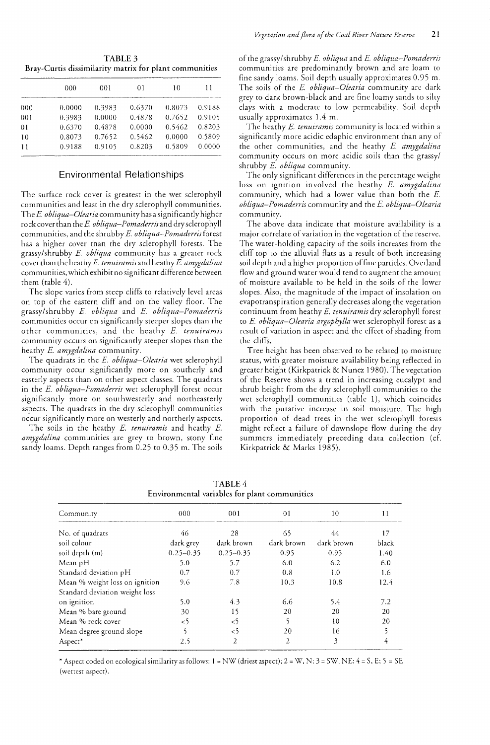TABLE 3
Bray-Curtis dissimilarity matrix for plant communities

| | 000 | 001 | 01 | 10 | 11 |
|---|---|---|---|---|---|
| 000 | 0.0000 | 0.3983 | 0.6370 | 0.8073 | 0.9188 |
| 001 | 0.3983 | 0.0000 | 0.4878 | 0.7652 | 0.9105 |
| 01 | 0.6370 | 0.4878 | 0.0000 | 0.5462 | 0.8203 |
| 10 | 0.8073 | 0.7652 | 0.5462 | 0.0000 | 0.5809 |
| 11 | 0.9188 | 0.9105 | 0.8203 | 0.5809 | 0.0000 |

## Environmental Relationships

The surface rock cover is greatest in the wet sclerophyll communities and least in the dry sclerophyll communities. The *E. obliqua–Olearia* community has a significantly higher rock cover than the *E. obliqua–Pomaderris* and dry sclerophyll communities, and the shrubby *E. obliqua–Pomaderris* forest has a higher cover than the dry sclerophyll forests. The grassy/shrubby *E. obliqua* community has a greater rock cover than the heathy *E. tenuiramis* and heathy *E. amygdalina* communities, which exhibit no significant difference between them (table 4).

The slope varies from steep cliffs to relatively level areas on top of the eastern cliff and on the valley floor. The grassy/shrubby *E. obliqua* and *E. obliqua–Pomaderris* communities occur on significantly steeper slopes than the other communities, and the heathy *E. tenuiramis* community occurs on significantly steeper slopes than the heathy *E. amygdalina* community.

The quadrats in the *E. obliqua–Olearia* wet sclerophyll community occur significantly more on southerly and easterly aspects than on other aspect classes. The quadrats in the *E. obliqua–Pomaderris* wet sclerophyll forest occur significantly more on southwesterly and northeasterly aspects. The quadrats in the dry sclerophyll communities occur significantly more on westerly and northerly aspects.

The soils in the heathy *E. tenuiramis* and heathy *E. amygdalina* communities are grey to brown, stony fine sandy loams. Depth ranges from 0.25 to 0.35 m. The soils of the grassy/shrubby *E. obliqua* and *E. obliqua–Pomaderris* communities are predominantly brown and are loam to fine sandy loams. Soil depth usually approximates 0.95 m. The soils of the *E. obliqua–Olearia* community are dark grey to dark brown-black and are fine loamy sands to silty clays with a moderate to low permeability. Soil depth usually approximates 1.4 m.

The heathy *E. tenuiramis* community is located within a significantly more acidic edaphic environment than any of the other communities, and the heathy *E. amygdalina* community occurs on more acidic soils than the grassy/shrubby *E. obliqua* community.

The only significant differences in the percentage weight loss on ignition involved the heathy *E. amygdalina* community, which had a lower value than both the *E. obliqua–Pomaderris* community and the *E. obliqua–Olearia* community.

The above data indicate that moisture availability is a major correlate of variation in the vegetation of the reserve. The water-holding capacity of the soils increases from the cliff top to the alluvial flats as a result of both increasing soil depth and a higher proportion of fine particles. Overland flow and ground water would tend to augment the amount of moisture available to be held in the soils of the lower slopes. Also, the magnitude of the impact of insolation on evapotranspiration generally decreases along the vegetation continuum from heathy *E. tenuiramis* dry sclerophyll forest to *E. obliqua–Olearia argophylla* wet sclerophyll forest as a result of variation in aspect and the effect of shading from the cliffs.

Tree height has been observed to be related to moisture status, with greater moisture availability being reflected in greater height (Kirkpatrick & Nunez 1980). The vegetation of the Reserve shows a trend in increasing eucalypt and shrub height from the dry sclerophyll communities to the wet sclerophyll communities (table 1), which coincides with the putative increase in soil moisture. The high proportion of dead trees in the wet sclerophyll forests might reflect a failure of downslope flow during the dry summers immediately preceding data collection (cf. Kirkpatrick & Marks 1985).

TABLE 4
Environmental variables for plant communities

| Community | 000 | 001 | 01 | 10 | 11 |
|---|---|---|---|---|---|
| No. of quadrats | 46 | 28 | 65 | 44 | 17 |
| soil colour | dark grey | dark brown | dark brown | dark brown | black |
| soil depth (m) | 0.25–0.35 | 0.25–0.35 | 0.95 | 0.95 | 1.40 |
| Mean pH | 5.0 | 5.7 | 6.0 | 6.2 | 6.0 |
| Standard deviation pH | 0.7 | 0.7 | 0.8 | 1.0 | 1.6 |
| Mean % weight loss on ignition | 9.6 | 7.8 | 10.3 | 10.8 | 12.4 |
| Standard deviation weight loss on ignition | 5.0 | 4.3 | 6.6 | 5.4 | 7.2 |
| Mean % bare ground | 30 | 15 | 20 | 20 | 20 |
| Mean % rock cover | <5 | <5 | 5 | 10 | 20 |
| Mean degree ground slope | 5 | <5 | 20 | 16 | 5 |
| Aspect* | 2.5 | 2 | 2 | 3 | 4 |

\* Aspect coded on ecological similarity as follows: 1 = NW (driest aspect); 2 = W, N; 3 = SW, NE; 4 = S, E; 5 = SE (wettest aspect).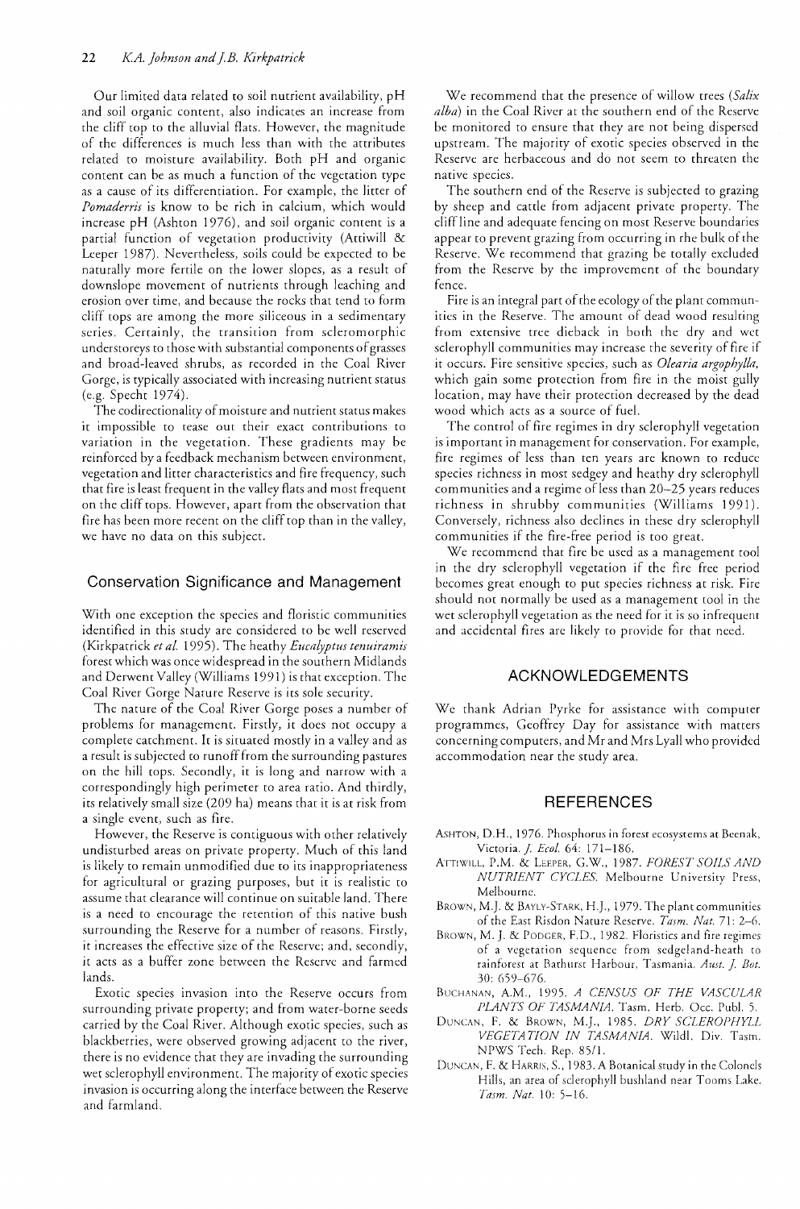Our limited data related to soil nutrient availability, pH and soil organic content, also indicates an increase from the cliff top to the alluvial flats. However, the magnitude of the differences is much less than with the attributes related to moisture availability. Both pH and organic content can be as much a function of the vegetation type as a cause of its differentiation. For example, the litter of *Pomaderris* is know to be rich in calcium, which would increase pH (Ashton 1976), and soil organic content is a partial function of vegetation productivity (Attiwill & Leeper 1987). Nevertheless, soils could be expected to be naturally more fertile on the lower slopes, as a result of downslope movement of nutrients through leaching and erosion over time, and because the rocks that tend to form cliff tops are among the more siliceous in a sedimentary series. Certainly, the transition from scleromorphic understoreys to those with substantial components of grasses and broad-leaved shrubs, as recorded in the Coal River Gorge, is typically associated with increasing nutrient status (e.g. Specht 1974).

The codirectionality of moisture and nutrient status makes it impossible to tease out their exact contributions to variation in the vegetation. These gradients may be reinforced by a feedback mechanism between environment, vegetation and litter characteristics and fire frequency, such that fire is least frequent in the valley flats and most frequent on the cliff tops. However, apart from the observation that fire has been more recent on the cliff top than in the valley, we have no data on this subject.

## Conservation Significance and Management

With one exception the species and floristic communities identified in this study are considered to be well reserved (Kirkpatrick *et al.* 1995). The heathy *Eucalyptus tenuiramis* forest which was once widespread in the southern Midlands and Derwent Valley (Williams 1991) is that exception. The Coal River Gorge Nature Reserve is its sole security.

The nature of the Coal River Gorge poses a number of problems for management. Firstly, it does not occupy a complete catchment. It is situated mostly in a valley and as a result is subjected to runoff from the surrounding pastures on the hill tops. Secondly, it is long and narrow with a correspondingly high perimeter to area ratio. And thirdly, its relatively small size (209 ha) means that it is at risk from a single event, such as fire.

However, the Reserve is contiguous with other relatively undisturbed areas on private property. Much of this land is likely to remain unmodified due to its inappropriateness for agricultural or grazing purposes, but it is realistic to assume that clearance will continue on suitable land. There is a need to encourage the retention of this native bush surrounding the Reserve for a number of reasons. Firstly, it increases the effective size of the Reserve; and, secondly, it acts as a buffer zone between the Reserve and farmed lands.

Exotic species invasion into the Reserve occurs from surrounding private property; and from water-borne seeds carried by the Coal River. Although exotic species, such as blackberries, were observed growing adjacent to the river, there is no evidence that they are invading the surrounding wet sclerophyll environment. The majority of exotic species invasion is occurring along the interface between the Reserve and farmland.

We recommend that the presence of willow trees (*Salix alba*) in the Coal River at the southern end of the Reserve be monitored to ensure that they are not being dispersed upstream. The majority of exotic species observed in the Reserve are herbaceous and do not seem to threaten the native species.

The southern end of the Reserve is subjected to grazing by sheep and cattle from adjacent private property. The cliff line and adequate fencing on most Reserve boundaries appear to prevent grazing from occurring in rhe bulk of the Reserve. We recommend that grazing be totally excluded from the Reserve by the improvement of the boundary fence.

Fire is an integral part of the ecology of the plant communities in the Reserve. The amount of dead wood resulting from extensive tree dieback in both the dry and wet sclerophyll communities may increase the severity of fire if it occurs. Fire sensitive species, such as *Olearia argophylla*, which gain some protection from fire in the moist gully location, may have their protection decreased by the dead wood which acts as a source of fuel.

The control of fire regimes in dry sclerophyll vegetation is important in management for conservation. For example, fire regimes of less than ten years are known to reduce species richness in most sedgey and heathy dry sclerophyll communities and a regime of less than 20–25 years reduces richness in shrubby communities (Williams 1991). Conversely, richness also declines in these dry sclerophyll communities if the fire-free period is too great.

We recommend that fire be used as a management tool in the dry sclerophyll vegetation if the fire free period becomes great enough to put species richness at risk. Fire should not normally be used as a management tool in the wet sclerophyll vegetation as the need for it is so infrequent and accidental fires are likely to provide for that need.

## ACKNOWLEDGEMENTS

We thank Adrian Pyrke for assistance with computer programmes, Geoffrey Day for assistance with matters concerning computers, and Mr and Mrs Lyall who provided accommodation near the study area.

## REFERENCES

Ashton, D.H., 1976. Phosphorus in forest ecosystems at Beenak, Victoria. *J. Ecol.* 64: 171–186.

Attiwill, P.M. & Leeper, G.W., 1987. *FOREST SOILS AND NUTRIENT CYCLES.* Melbourne University Press, Melbourne.

Brown, M.J. & Bayly-Stark, H.J., 1979. The plant communities of the East Risdon Nature Reserve. *Tasm. Nat.* 71: 2–6.

Brown, M. J. & Podger, F.D., 1982. Floristics and fire regimes of a vegetation sequence from sedgeland-heath to rainforest at Bathurst Harbour, Tasmania. *Aust. J. Bot.* 30: 659–676.

Buchanan, A.M., 1995. *A CENSUS OF THE VASCULAR PLANTS OF TASMANIA.* Tasm. Herb. Occ. Publ. 5.

Duncan, F. & Brown, M.J., 1985. *DRY SCLEROPHYLL VEGETATION IN TASMANIA.* Wildl. Div. Tasm. NPWS Tech. Rep. 85/1.

Duncan, F. & Harris, S., 1983. A Botanical study in the Colonels Hills, an area of sclerophyll bushland near Tooms Lake. *Tasm. Nat.* 10: 5–16.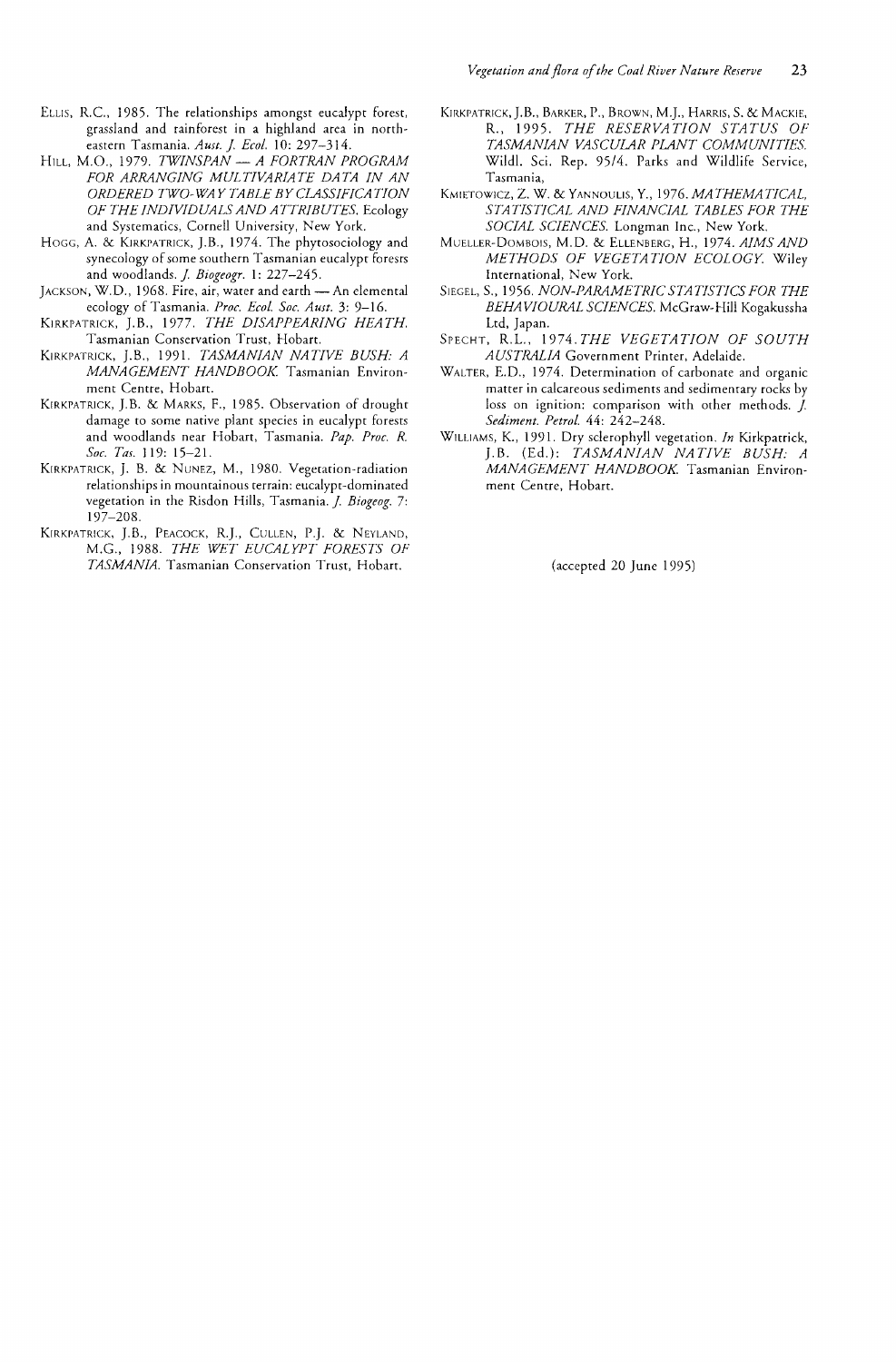Ellis, R.C., 1985. The relationships amongst eucalypt forest, grassland and rainforest in a highland area in north-eastern Tasmania. *Aust. J. Ecol.* 10: 297–314.

Hill, M.O., 1979. *TWINSPAN — A FORTRAN PROGRAM FOR ARRANGING MULTIVARIATE DATA IN AN ORDERED TWO-WAY TABLE BY CLASSIFICATION OF THE INDIVIDUALS AND ATTRIBUTES.* Ecology and Systematics, Cornell University, New York.

Hogg, A. & Kirkpatrick, J.B., 1974. The phytosociology and synecology of some southern Tasmanian eucalypt forests and woodlands. *J. Biogeogr.* 1: 227–245.

Jackson, W.D., 1968. Fire, air, water and earth — An elemental ecology of Tasmania. *Proc. Ecol. Soc. Aust.* 3: 9–16.

Kirkpatrick, J.B., 1977. *THE DISAPPEARING HEATH.* Tasmanian Conservation Trust, Hobart.

Kirkpatrick, J.B., 1991. *TASMANIAN NATIVE BUSH: A MANAGEMENT HANDBOOK.* Tasmanian Environment Centre, Hobart.

Kirkpatrick, J.B. & Marks, F., 1985. Observation of drought damage to some native plant species in eucalypt forests and woodlands near Hobart, Tasmania. *Pap. Proc. R. Soc. Tas.* 119: 15–21.

Kirkpatrick, J. B. & Nunez, M., 1980. Vegetation-radiation relationships in mountainous terrain: eucalypt-dominated vegetation in the Risdon Hills, Tasmania. *J. Biogeog.* 7: 197–208.

Kirkpatrick, J.B., Peacock, R.J., Cullen, P.J. & Neyland, M.G., 1988. *THE WET EUCALYPT FORESTS OF TASMANIA.* Tasmanian Conservation Trust, Hobart.

Kirkpatrick, J.B., Barker, P., Brown, M.J., Harris, S. & Mackie, R., 1995. *THE RESERVATION STATUS OF TASMANIAN VASCULAR PLANT COMMUNITIES.* Wildl. Sci. Rep. 95/4. Parks and Wildlife Service, Tasmania,

Kmietowicz, Z. W. & Yannoulis, Y., 1976. *MATHEMATICAL, STATISTICAL AND FINANCIAL TABLES FOR THE SOCIAL SCIENCES.* Longman Inc., New York.

Mueller-Dombois, M.D. & Ellenberg, H., 1974. *AIMS AND METHODS OF VEGETATION ECOLOGY.* Wiley International, New York.

Siegel, S., 1956. *NON-PARAMETRIC STATISTICS FOR THE BEHAVIOURAL SCIENCES.* McGraw-Hill Kogakussha Ltd, Japan.

Specht, R.L., 1974. *THE VEGETATION OF SOUTH AUSTRALIA* Government Printer, Adelaide.

Walter, E.D., 1974. Determination of carbonate and organic matter in calcareous sediments and sedimentary rocks by loss on ignition: comparison with other methods. *J. Sediment. Petrol.* 44: 242–248.

Williams, K., 1991. Dry sclerophyll vegetation. *In* Kirkpatrick, J.B. (Ed.): *TASMANIAN NATIVE BUSH: A MANAGEMENT HANDBOOK.* Tasmanian Environment Centre, Hobart.

(accepted 20 June 1995)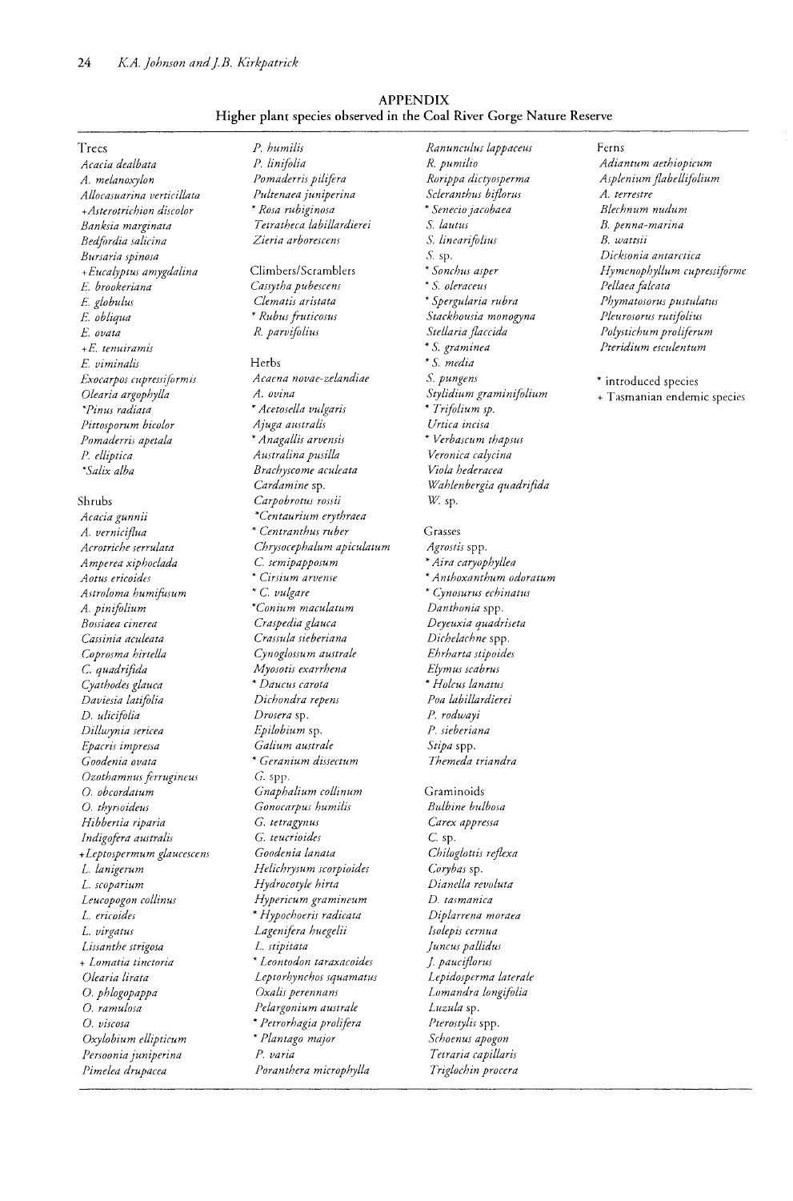## APPENDIX

### Higher plant species observed in the Coal River Gorge Nature Reserve

**Trees**

*Acacia dealbata*
*A. melanoxylon*
*Allocasuarina verticillata*
+*Asterotrichion discolor*
*Banksia marginata*
*Bedfordia salicina*
*Bursaria spinosa*
+*Eucalyptus amygdalina*
*E. brookeriana*
*E. globulus*
*E. obliqua*
*E. ovata*
+*E. tenuiramis*
*E. viminalis*
*Exocarpos cupressiformis*
*Olearia argophylla*
\**Pinus radiata*
*Pittosporum bicolor*
*Pomaderris apetala*
*P. elliptica*
\**Salix alba*

**Shrubs**

*Acacia gunnii*
*A. verniciflua*
*Acrotriche serrulata*
*Amperea xiphoclada*
*Aotus ericoides*
*Astroloma humifusum*
*A. pinifolium*
*Bossiaea cinerea*
*Cassinia aculeata*
*Coprosma hirtella*
*C. quadrifida*
*Cyathodes glauca*
*Daviesia latifolia*
*D. ulicifolia*
*Dillwynia sericea*
*Epacris impressa*
*Goodenia ovata*
*Ozothamnus ferrugineus*
*O. obcordatum*
*O. thyrsoideus*
*Hibbertia riparia*
*Indigofera australis*
+*Leptospermum glaucescens*
*L. lanigerum*
*L. scoparium*
*Leucopogon collinus*
*L. ericoides*
*L. virgatus*
*Lissanthe strigosa*
+ *Lomatia tinctoria*
*Olearia lirata*
*O. phlogopappa*
*O. ramulosa*
*O. viscosa*
*Oxylobium ellipticum*
*Persoonia juniperina*
*Pimelea drupacea*
*P. humilis*
*P. linifolia*
*Pomaderris pilifera*
*Pultenaea juniperina*
\* *Rosa rubiginosa*
*Tetratheca labillardierei*
*Zieria arborescens*

**Climbers/Scramblers**

*Cassytha pubescens*
*Clematis aristata*
\* *Rubus fruticosus*
*R. parvifolius*

**Herbs**

*Acaena novae-zelandiae*
*A. ovina*
\* *Acetosella vulgaris*
*Ajuga australis*
\* *Anagallis arvensis*
*Australina pusilla*
*Brachyscome aculeata*
*Cardamine* sp.
*Carpobrotus rossii*
\**Centaurium erythraea*
\* *Centranthus ruber*
*Chrysocephalum apiculatum*
*C. semipapposum*
\* *Cirsium arvense*
\* *C. vulgare*
\**Conium maculatum*
*Craspedia glauca*
*Crassula sieberiana*
*Cynoglossum australe*
*Myosotis exarrhena*
\* *Daucus carota*
*Dichondra repens*
*Drosera* sp.
*Epilobium* sp.
*Galium australe*
\* *Geranium dissectum*
*G.* spp.
*Gnaphalium collinum*
*Gonocarpus humilis*
*G. tetragynus*
*G. teucrioides*
*Goodenia lanata*
*Helichrysum scorpioides*
*Hydrocotyle hirta*
*Hypericum gramineum*
\* *Hypochoeris radicata*
*Lagenifera huegelii*
*L. stipitata*
\* *Leontodon taraxacoides*
*Leptorhynchos squamatus*
*Oxalis perennans*
*Pelargonium australe*
\* *Petrorhagia prolifera*
\* *Plantago major*
*P. varia*
*Poranthera microphylla*
*Ranunculus lappaceus*
*R. pumilio*
*Rorippa dictyosperma*
*Scleranthus biflorus*
\* *Senecio jacobaea*
*S. lautus*
*S. linearifolius*
*S.* sp.
\* *Sonchus asper*
\* *S. oleraceus*
\* *Spergularia rubra*
*Stackhousia monogyna*
*Stellaria flaccida*
\* *S. graminea*
\* *S. media*
*S. pungens*
*Stylidium graminifolium*
\* *Trifolium sp.*
*Urtica incisa*
\* *Verbascum thapsus*
*Veronica calycina*
*Viola hederacea*
*Wahlenbergia quadrifida*
*W.* sp.

**Grasses**

*Agrostis* spp.
\* *Aira caryophyllea*
\* *Anthoxanthum odoratum*
\* *Cynosurus echinatus*
*Danthonia* spp.
*Deyeuxia quadriseta*
*Dichelachne* spp.
*Ehrharta stipoides*
*Elymus scabrus*
\* *Holcus lanatus*
*Poa labillardierei*
*P. rodwayi*
*P. sieberiana*
*Stipa* spp.
*Themeda triandra*

**Graminoids**

*Bulbine bulbosa*
*Carex appressa*
*C.* sp.
*Chiloglottis reflexa*
*Corybas* sp.
*Dianella revoluta*
*D. tasmanica*
*Diplarrena moraea*
*Isolepis cernua*
*Juncus pallidus*
*J. pauciflorus*
*Lepidosperma laterale*
*Lomandra longifolia*
*Luzula* sp.
*Pterostylis* spp.
*Schoenus apogon*
*Tetraria capillaris*
*Triglochin procera*

**Ferns**

*Adiantum aethiopicum*
*Asplenium flabellifolium*
*A. terrestre*
*Blechnum nudum*
*B. penna-marina*
*B. wattsii*
*Dicksonia antarctica*
*Hymenophyllum cupressiforme*
*Pellaea falcata*
*Phymatosorus pustulatus*
*Pleurosorus rutifolius*
*Polystichum proliferum*
*Pteridium esculentum*

\* introduced species
\+ Tasmanian endemic species